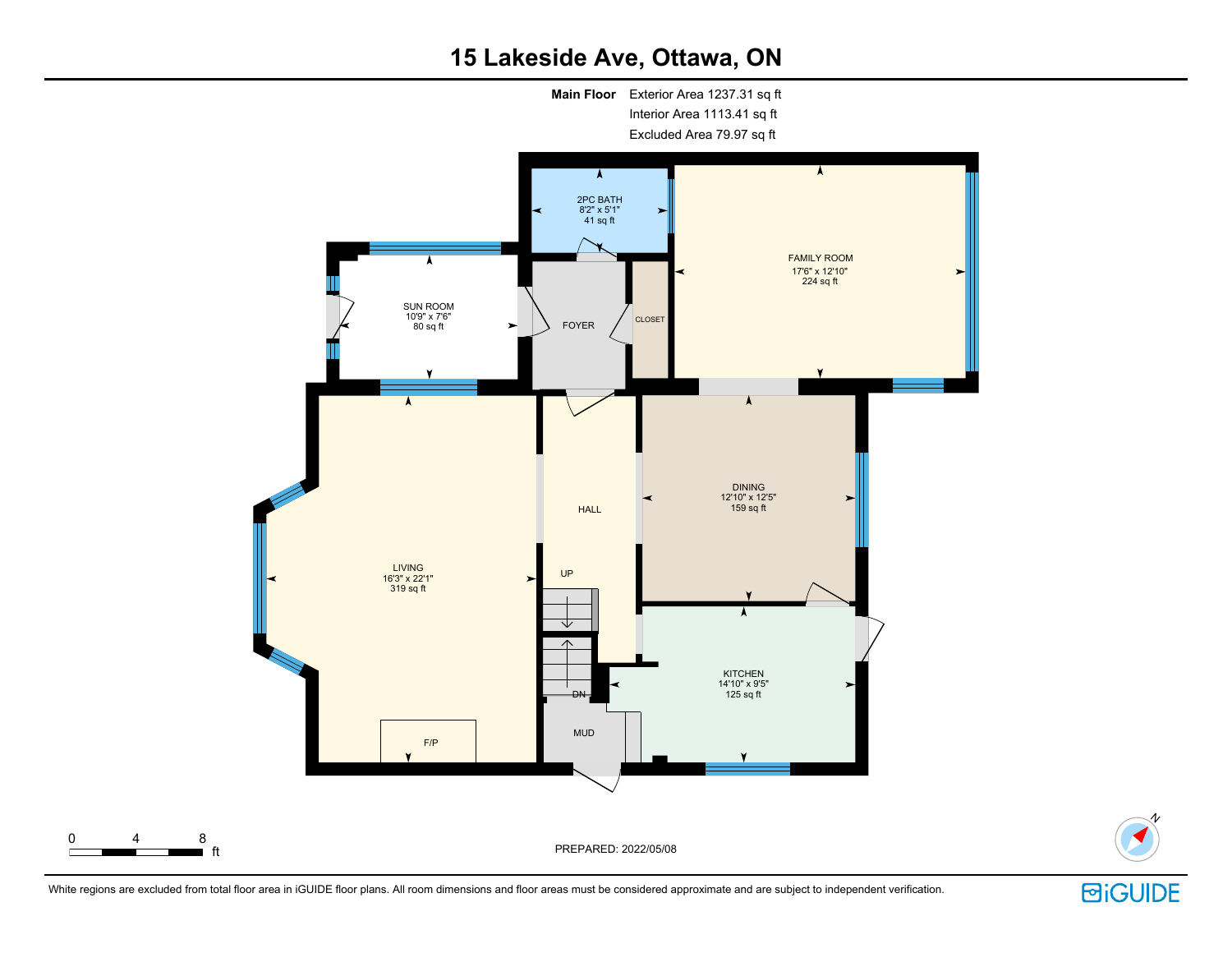# 15 Lakeside Ave, Ottawa, ON

**Main Floor** Exterior Area 1237.31 sq ft
Interior Area 1113.41 sq ft
Excluded Area 79.97 sq ft

2PC BATH
8'2" x 5'1"
41 sq ft

FAMILY ROOM
17'6" x 12'10"
224 sq ft

SUN ROOM
10'9" x 7'6"
80 sq ft

FOYER

CLOSET

HALL

DINING
12'10" x 12'5"
159 sq ft

LIVING
16'3" x 22'1"
319 sq ft

UP

DN

KITCHEN
14'10" x 9'5"
125 sq ft

MUD

F/P

0 4 8 ft

PREPARED: 2022/05/08

White regions are excluded from total floor area in iGUIDE floor plans. All room dimensions and floor areas must be considered approximate and are subject to independent verification.

iGUIDE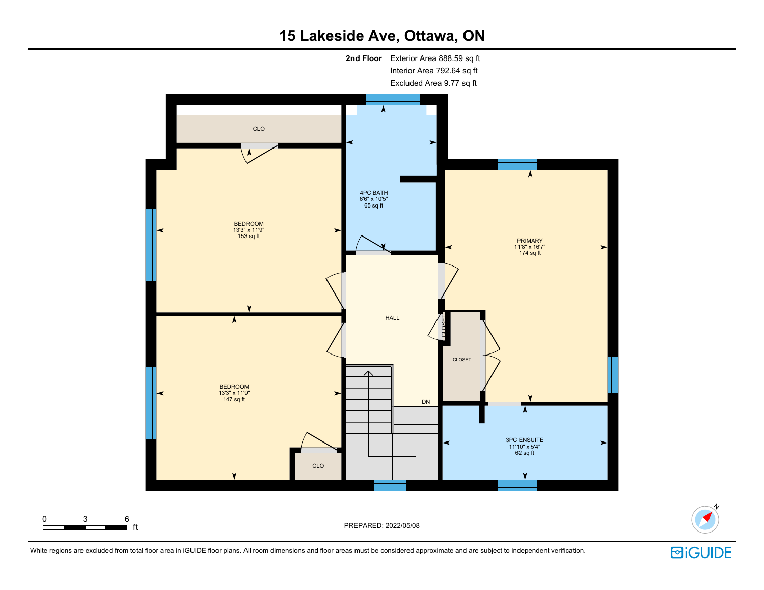# 15 Lakeside Ave, Ottawa, ON

**2nd Floor** Exterior Area 888.59 sq ft
Interior Area 792.64 sq ft
Excluded Area 9.77 sq ft

CLO

BEDROOM
13'3" x 11'9"
153 sq ft

4PC BATH
6'6" x 10'5"
65 sq ft

PRIMARY
11'8" x 16'7"
174 sq ft

HALL

CLOSET

CLOSET

BEDROOM
13'3" x 11'9"
147 sq ft

DN

3PC ENSUITE
11'10" x 5'4"
62 sq ft

CLO

0 3 6 ft

PREPARED: 2022/05/08

White regions are excluded from total floor area in iGUIDE floor plans. All room dimensions and floor areas must be considered approximate and are subject to independent verification.

iGUIDE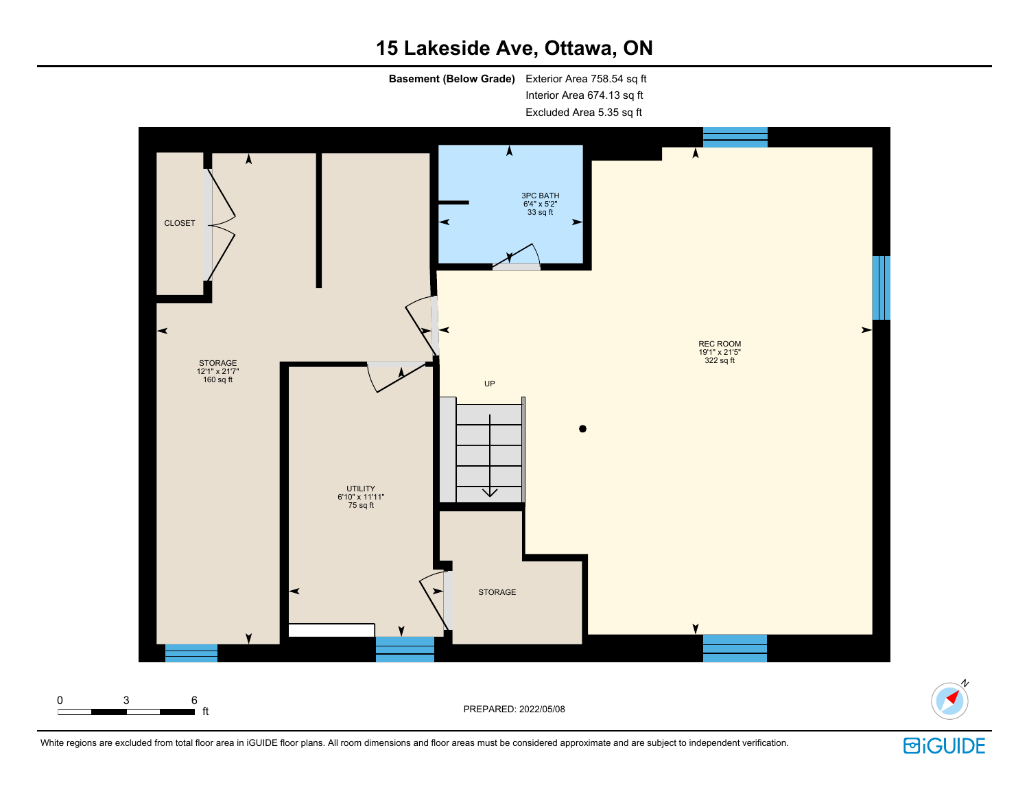# 15 Lakeside Ave, Ottawa, ON

**Basement (Below Grade)** Exterior Area 758.54 sq ft
Interior Area 674.13 sq ft
Excluded Area 5.35 sq ft

CLOSET

STORAGE
12'1" x 21'7"
160 sq ft

3PC BATH
6'4" x 5'2"
33 sq ft

REC ROOM
19'1" x 21'5"
322 sq ft

UP

UTILITY
6'10" x 11'11"
75 sq ft

STORAGE

0 3 6 ft

PREPARED: 2022/05/08

N

White regions are excluded from total floor area in iGUIDE floor plans. All room dimensions and floor areas must be considered approximate and are subject to independent verification.

iGUIDE